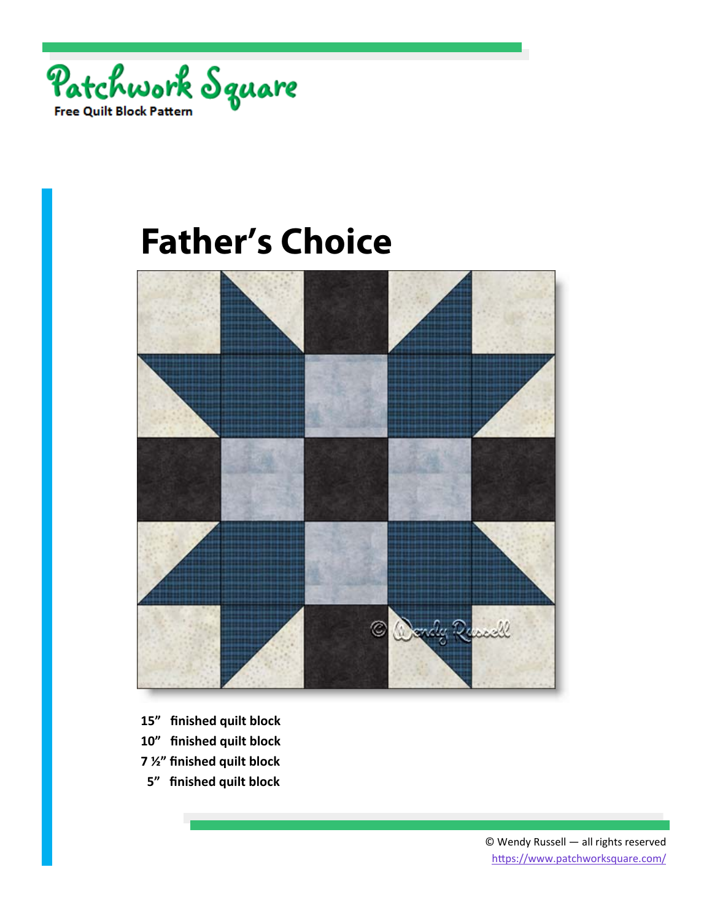Patchwork Square

Free Quilt Block Pattern

# Father's Choice

**15" finished quilt block**
**10" finished quilt block**
**7 ½" finished quilt block**
**5" finished quilt block**

© Wendy Russell — all rights reserved
https://www.patchworksquare.com/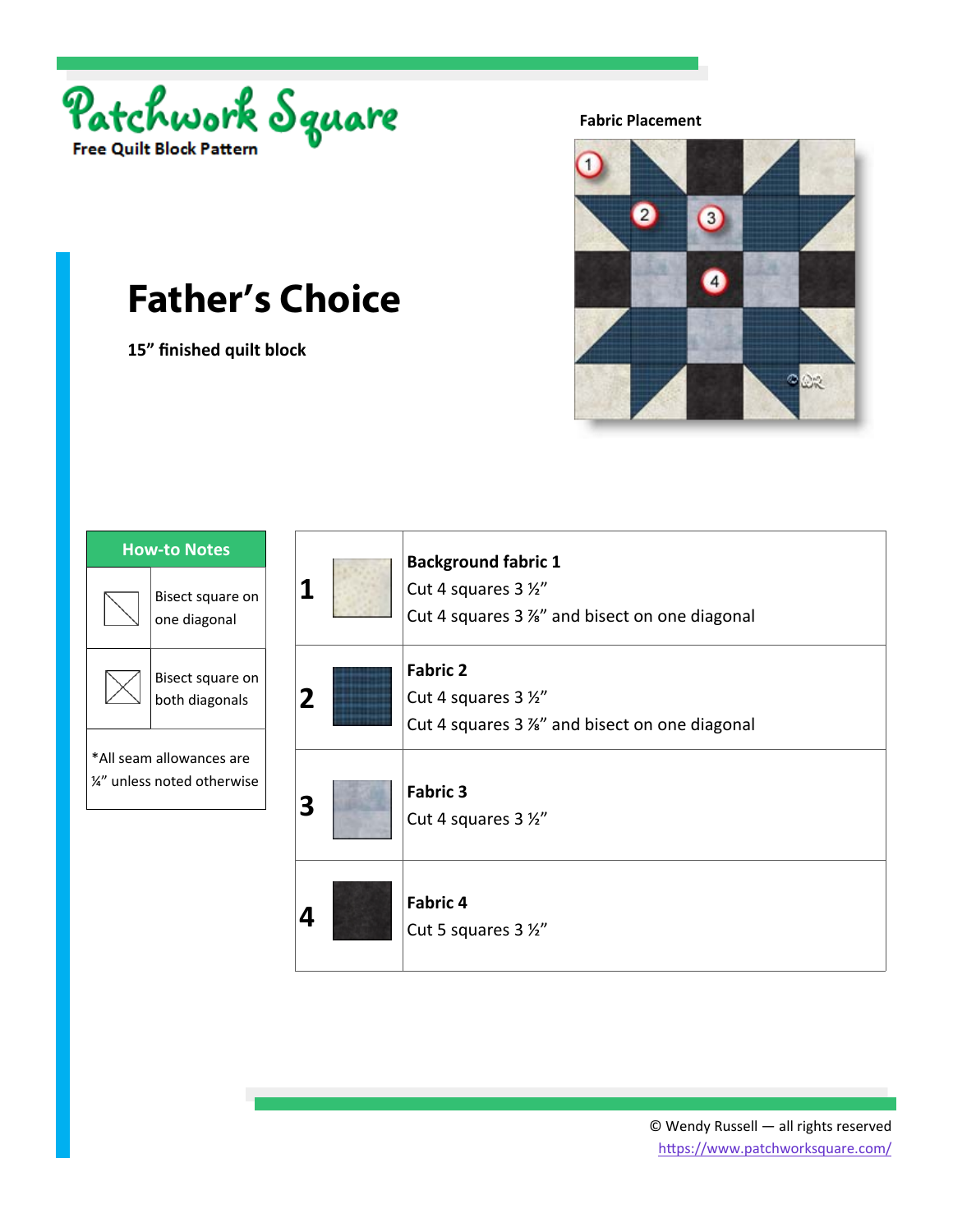# Patchwork Square

Free Quilt Block Pattern

## Father's Choice

**15" finished quilt block**

**Fabric Placement**

| How-to Notes | |
|---|---|
| | Bisect square on one diagonal |
| | Bisect square on both diagonals |
| *All seam allowances are ¼" unless noted otherwise | |

| | |
|---|---|
| **1** | **Background fabric 1**<br>Cut 4 squares 3 ½"<br>Cut 4 squares 3 ⅞" and bisect on one diagonal |
| **2** | **Fabric 2**<br>Cut 4 squares 3 ½"<br>Cut 4 squares 3 ⅞" and bisect on one diagonal |
| **3** | **Fabric 3**<br>Cut 4 squares 3 ½" |
| **4** | **Fabric 4**<br>Cut 5 squares 3 ½" |

© Wendy Russell — all rights reserved
https://www.patchworksquare.com/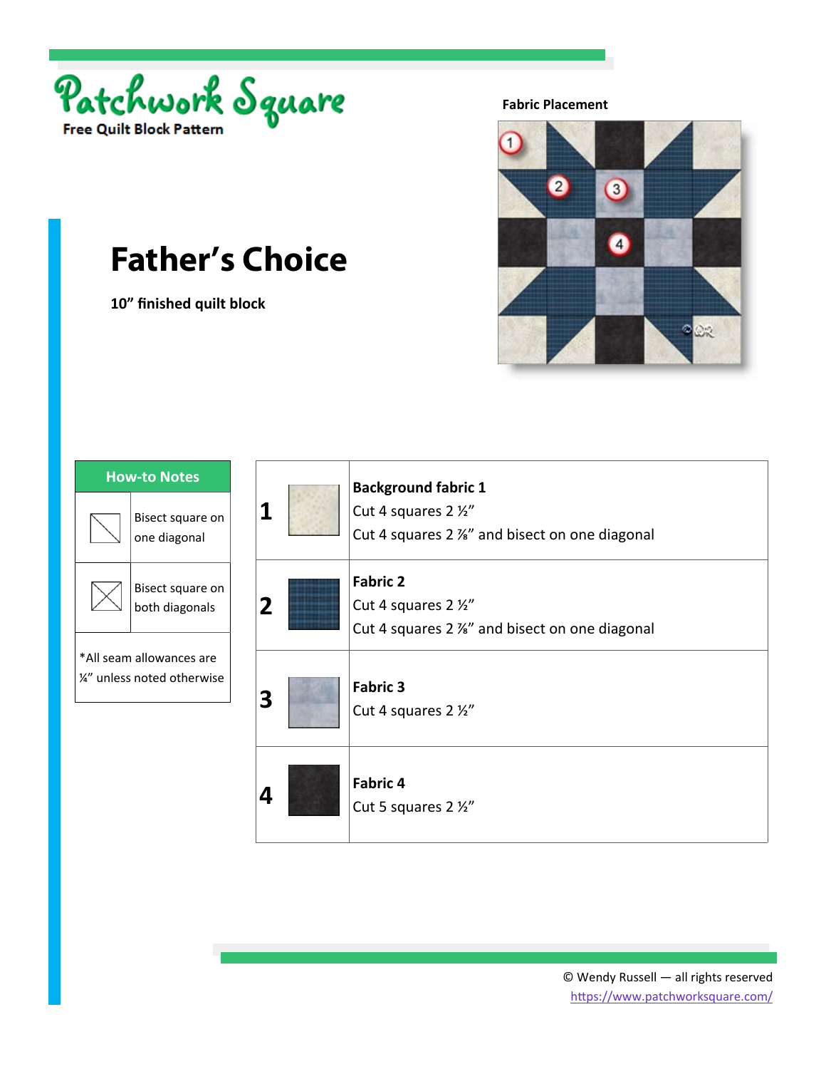# Patchwork Square

Free Quilt Block Pattern

**Fabric Placement**

# Father's Choice

**10" finished quilt block**

| How-to Notes | |
|---|---|
| | Bisect square on one diagonal |
| | Bisect square on both diagonals |
| *All seam allowances are ¼" unless noted otherwise | |

| | Fabric | Cutting |
|---|---|---|
| **1** | | **Background fabric 1**<br>Cut 4 squares 2 ½"<br>Cut 4 squares 2 ⅞" and bisect on one diagonal |
| **2** | | **Fabric 2**<br>Cut 4 squares 2 ½"<br>Cut 4 squares 2 ⅞" and bisect on one diagonal |
| **3** | | **Fabric 3**<br>Cut 4 squares 2 ½" |
| **4** | | **Fabric 4**<br>Cut 5 squares 2 ½" |

© Wendy Russell — all rights reserved
https://www.patchworksquare.com/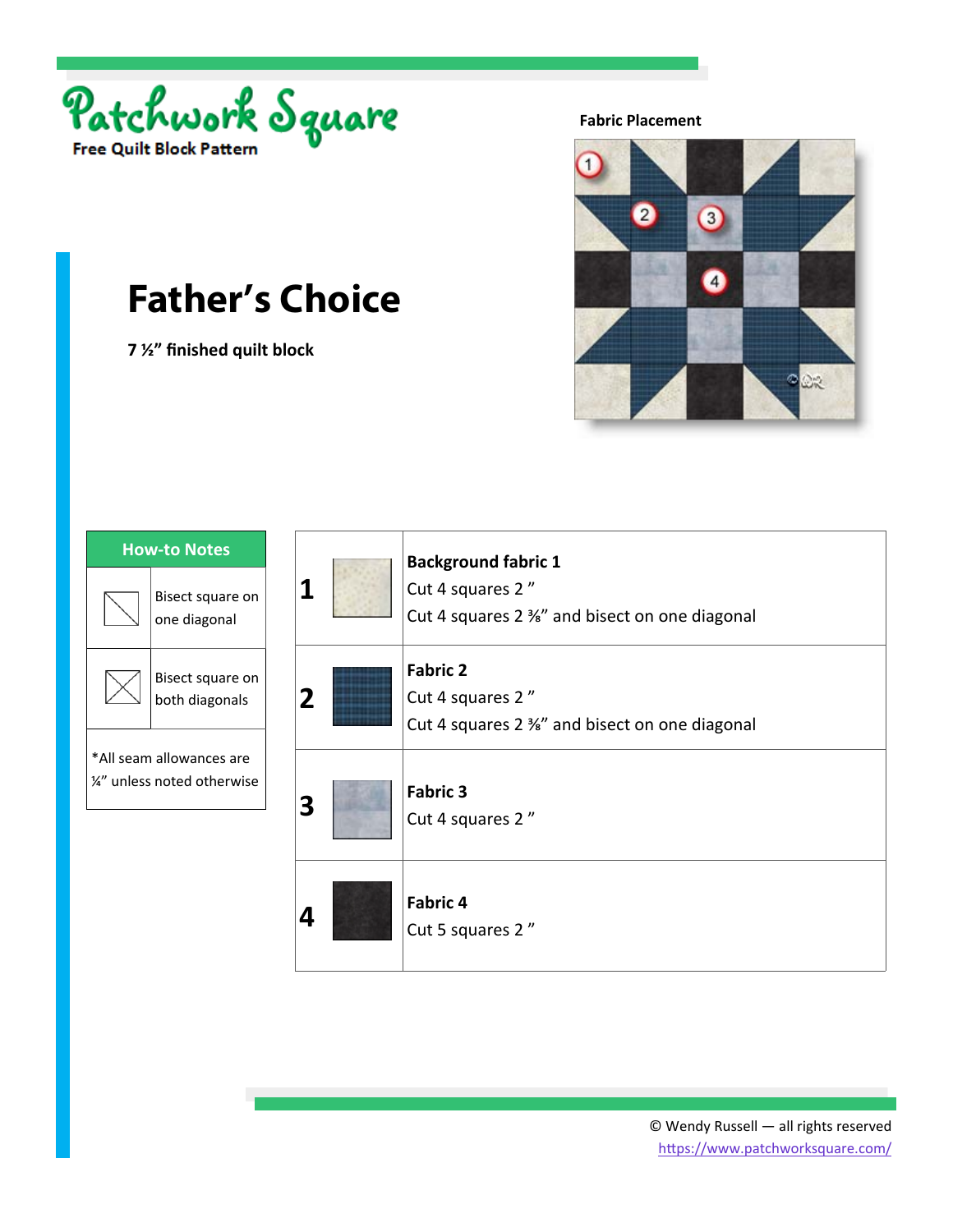Patchwork Square

Free Quilt Block Pattern

# Father's Choice

**7 ½" finished quilt block**

**Fabric Placement**

| How-to Notes | |
|---|---|
| | Bisect square on one diagonal |
| | Bisect square on both diagonals |
| *All seam allowances are ¼" unless noted otherwise | |

| | | |
|---|---|---|
| 1 | | **Background fabric 1**<br>Cut 4 squares 2 "<br>Cut 4 squares 2 ⅜" and bisect on one diagonal |
| 2 | | **Fabric 2**<br>Cut 4 squares 2 "<br>Cut 4 squares 2 ⅜" and bisect on one diagonal |
| 3 | | **Fabric 3**<br>Cut 4 squares 2 " |
| 4 | | **Fabric 4**<br>Cut 5 squares 2 " |

© Wendy Russell — all rights reserved
https://www.patchworksquare.com/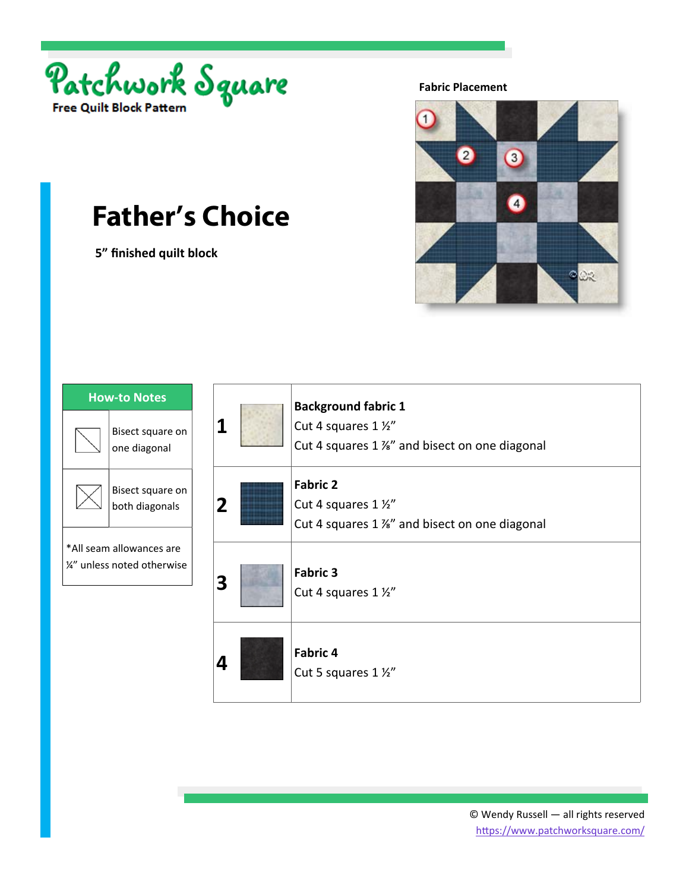Patchwork Square

Free Quilt Block Pattern

# Father's Choice

**5" finished quilt block**

**Fabric Placement**

| How-to Notes | |
|---|---|
| | Bisect square on one diagonal |
| | Bisect square on both diagonals |
| *All seam allowances are ¼" unless noted otherwise | |

| | | |
|---|---|---|
| **1** | | **Background fabric 1**<br>Cut 4 squares 1 ½"<br>Cut 4 squares 1 ⅞" and bisect on one diagonal |
| **2** | | **Fabric 2**<br>Cut 4 squares 1 ½"<br>Cut 4 squares 1 ⅞" and bisect on one diagonal |
| **3** | | **Fabric 3**<br>Cut 4 squares 1 ½" |
| **4** | | **Fabric 4**<br>Cut 5 squares 1 ½" |

© Wendy Russell — all rights reserved
https://www.patchworksquare.com/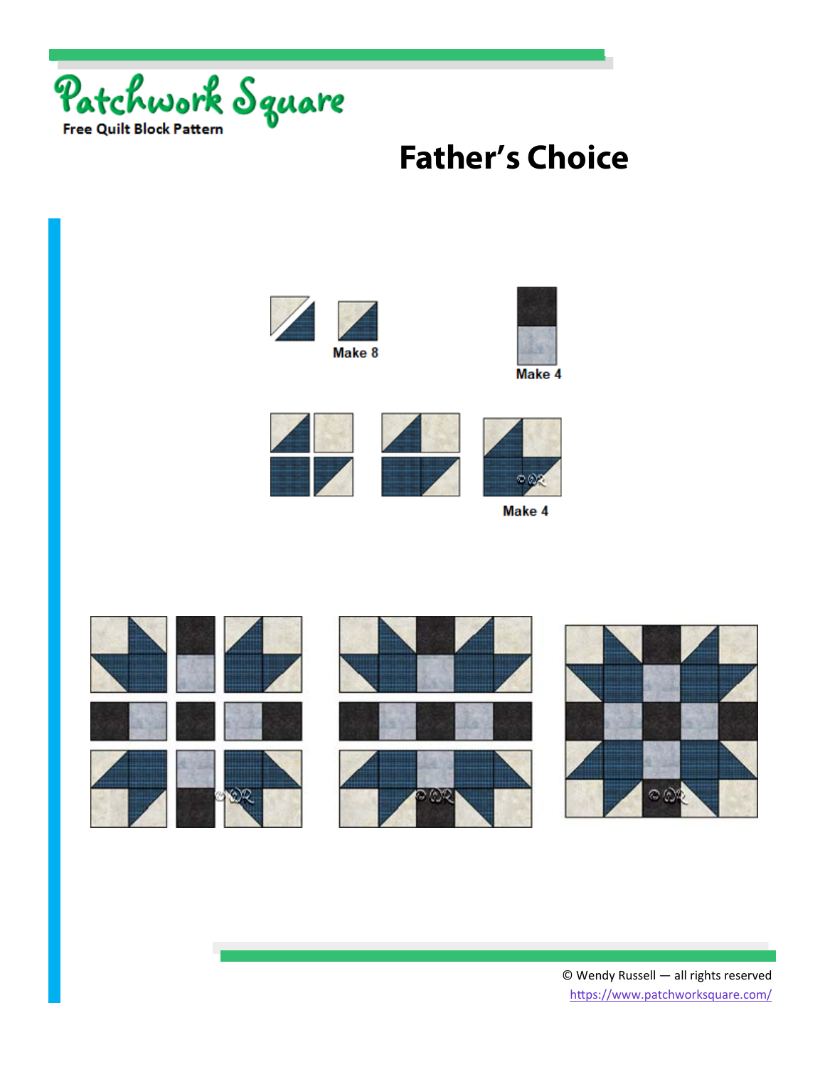Patchwork Square

Free Quilt Block Pattern

# Father's Choice

Make 8

Make 4

Make 4

© Wendy Russell — all rights reserved

https://www.patchworksquare.com/